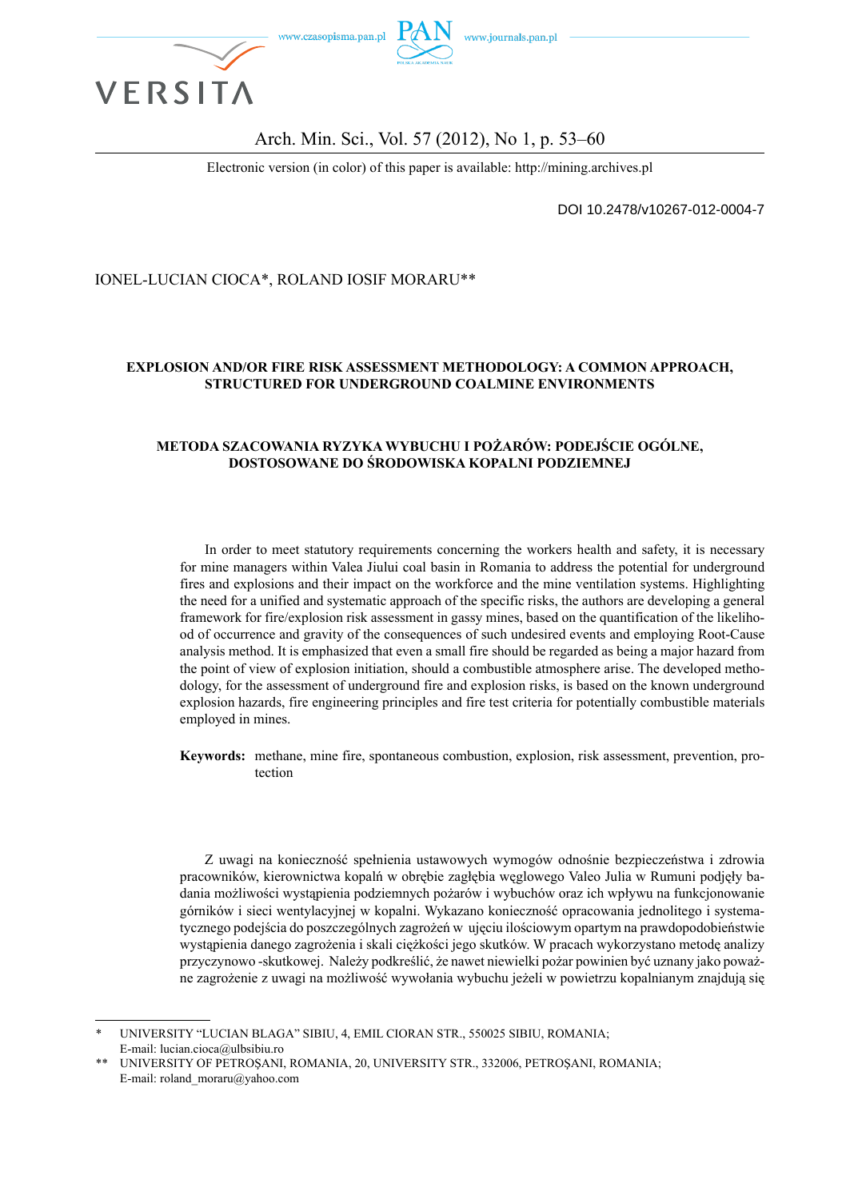Arch. Min. Sci., Vol. 57 (2012), No 1, p. 53–60

Electronic version (in color) of this paper is available: http://mining.archives.pl

DOI 10.2478/v10267-012-0004-7

IONEL-LUCIAN CIOCA*, ROLAND IOSIF MORARU**

# EXPLOSION AND/OR FIRE RISK ASSESSMENT METHODOLOGY: A COMMON APPROACH, STRUCTURED FOR UNDERGROUND COALMINE ENVIRONMENTS

## METODA SZACOWANIA RYZYKA WYBUCHU I POŻARÓW: PODEJŚCIE OGÓLNE, DOSTOSOWANE DO ŚRODOWISKA KOPALNI PODZIEMNEJ

In order to meet statutory requirements concerning the workers health and safety, it is necessary for mine managers within Valea Jiului coal basin in Romania to address the potential for underground fires and explosions and their impact on the workforce and the mine ventilation systems. Highlighting the need for a unified and systematic approach of the specific risks, the authors are developing a general framework for fire/explosion risk assessment in gassy mines, based on the quantification of the likelihood of occurrence and gravity of the consequences of such undesired events and employing Root-Cause analysis method. It is emphasized that even a small fire should be regarded as being a major hazard from the point of view of explosion initiation, should a combustible atmosphere arise. The developed methodology, for the assessment of underground fire and explosion risks, is based on the known underground explosion hazards, fire engineering principles and fire test criteria for potentially combustible materials employed in mines.

**Keywords:** methane, mine fire, spontaneous combustion, explosion, risk assessment, prevention, protection

Z uwagi na konieczność spełnienia ustawowych wymogów odnośnie bezpieczeństwa i zdrowia pracowników, kierownictwa kopalń w obrębie zagłębia węglowego Valeo Julia w Rumuni podjęły badania możliwości wystąpienia podziemnych pożarów i wybuchów oraz ich wpływu na funkcjonowanie górników i sieci wentylacyjnej w kopalni. Wykazano konieczność opracowania jednolitego i systematycznego podejścia do poszczególnych zagrożeń w ujęciu ilościowym opartym na prawdopodobieństwie wystąpienia danego zagrożenia i skali ciężkości jego skutków. W pracach wykorzystano metodę analizy przyczynowo -skutkowej. Należy podkreślić, że nawet niewielki pożar powinien być uznany jako poważne zagrożenie z uwagi na możliwość wywołania wybuchu jeżeli w powietrzu kopalnianym znajdują się

---

\* UNIVERSITY "LUCIAN BLAGA" SIBIU, 4, EMIL CIORAN STR., 550025 SIBIU, ROMANIA; E-mail: lucian.cioca@ulbsibiu.ro

\*\* UNIVERSITY OF PETROŞANI, ROMANIA, 20, UNIVERSITY STR., 332006, PETROŞANI, ROMANIA; E-mail: roland_moraru@yahoo.com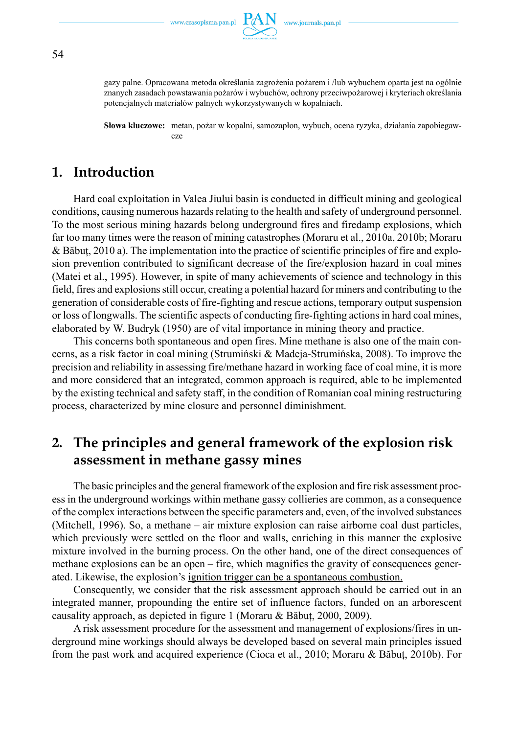gazy palne. Opracowana metoda określania zagrożenia pożarem i /lub wybuchem oparta jest na ogólnie znanych zasadach powstawania pożarów i wybuchów, ochrony przeciwpożarowej i kryteriach określania potencjalnych materiałów palnych wykorzystywanych w kopalniach.

**Słowa kluczowe:** metan, pożar w kopalni, samozapłon, wybuch, ocena ryzyka, działania zapobiegawcze

## 1. Introduction

Hard coal exploitation in Valea Jiului basin is conducted in difficult mining and geological conditions, causing numerous hazards relating to the health and safety of underground personnel. To the most serious mining hazards belong underground fires and firedamp explosions, which far too many times were the reason of mining catastrophes (Moraru et al., 2010a, 2010b; Moraru & Băbuț, 2010 a). The implementation into the practice of scientific principles of fire and explosion prevention contributed to significant decrease of the fire/explosion hazard in coal mines (Matei et al., 1995). However, in spite of many achievements of science and technology in this field, fires and explosions still occur, creating a potential hazard for miners and contributing to the generation of considerable costs of fire-fighting and rescue actions, temporary output suspension or loss of longwalls. The scientific aspects of conducting fire-fighting actions in hard coal mines, elaborated by W. Budryk (1950) are of vital importance in mining theory and practice.

This concerns both spontaneous and open fires. Mine methane is also one of the main concerns, as a risk factor in coal mining (Strumiński & Madeja-Strumińska, 2008). To improve the precision and reliability in assessing fire/methane hazard in working face of coal mine, it is more and more considered that an integrated, common approach is required, able to be implemented by the existing technical and safety staff, in the condition of Romanian coal mining restructuring process, characterized by mine closure and personnel diminishment.

## 2. The principles and general framework of the explosion risk assessment in methane gassy mines

The basic principles and the general framework of the explosion and fire risk assessment process in the underground workings within methane gassy collieries are common, as a consequence of the complex interactions between the specific parameters and, even, of the involved substances (Mitchell, 1996). So, a methane – air mixture explosion can raise airborne coal dust particles, which previously were settled on the floor and walls, enriching in this manner the explosive mixture involved in the burning process. On the other hand, one of the direct consequences of methane explosions can be an open – fire, which magnifies the gravity of consequences generated. Likewise, the explosion's ignition trigger can be a spontaneous combustion.

Consequently, we consider that the risk assessment approach should be carried out in an integrated manner, propounding the entire set of influence factors, funded on an arborescent causality approach, as depicted in figure 1 (Moraru & Băbuț, 2000, 2009).

A risk assessment procedure for the assessment and management of explosions/fires in underground mine workings should always be developed based on several main principles issued from the past work and acquired experience (Cioca et al., 2010; Moraru & Băbuț, 2010b). For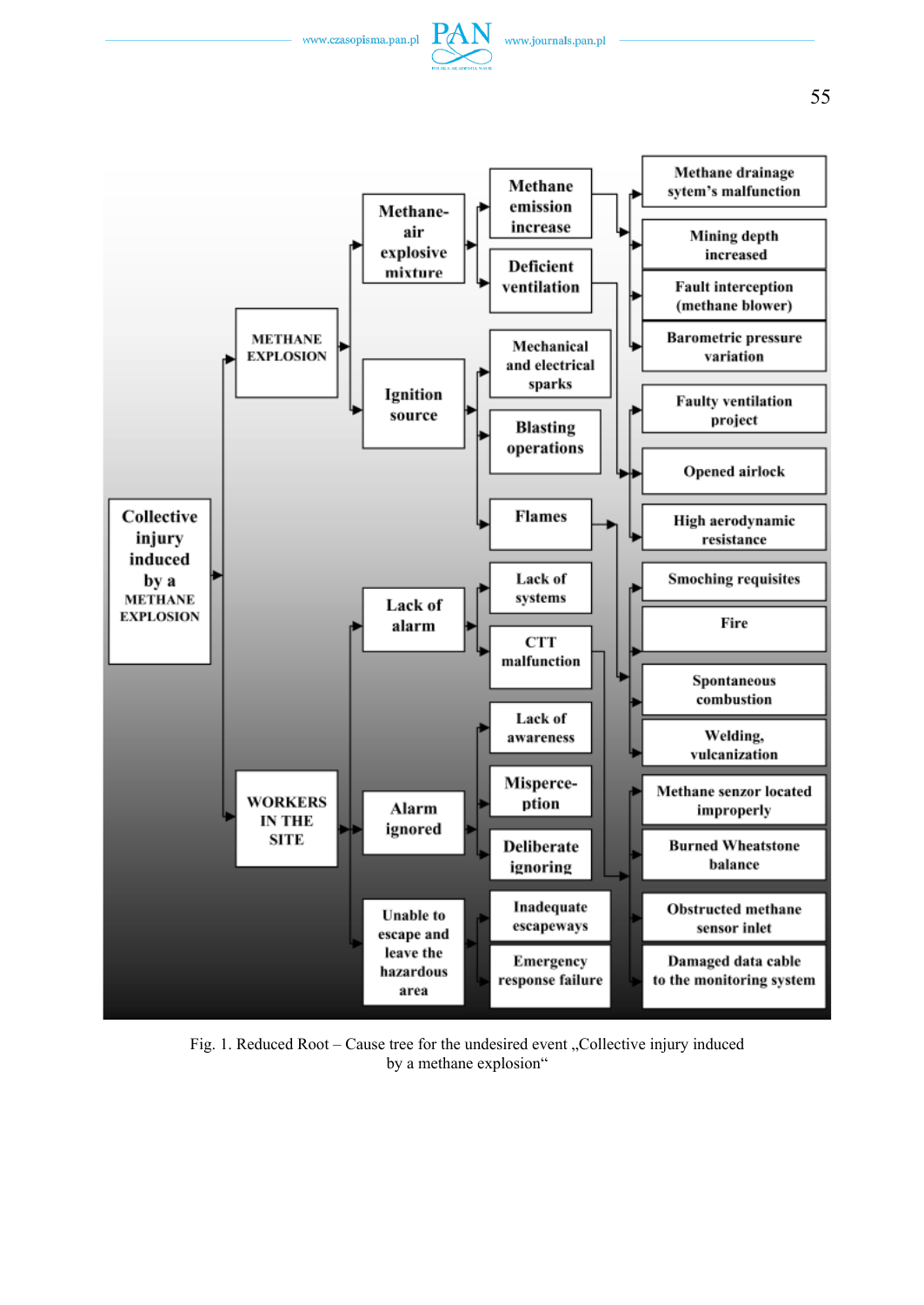- Collective injury induced by a METHANE EXPLOSION
  - METHANE EXPLOSION
    - Methane-air explosive mixture
      - Methane emission increase
      - Deficient ventilation
    - Ignition source
      - Mechanical and electrical sparks
      - Blasting operations
      - Flames
  - WORKERS IN THE SITE
    - Lack of alarm
      - Lack of systems
      - CTT malfunction
    - Alarm ignored
      - Lack of awareness
      - Misperce-ption
      - Deliberate ignoring
    - Unable to escape and leave the hazardous area
      - Inadequate escapeways
      - Emergency response failure

- Methane drainage sytem's malfunction
- Mining depth increased
- Fault interception (methane blower)
- Barometric pressure variation
- Faulty ventilation project
- Opened airlock
- High aerodynamic resistance
- Smoching requisites
- Fire
- Spontaneous combustion
- Welding, vulcanization
- Methane senzor located improperly
- Burned Wheatstone balance
- Obstructed methane sensor inlet
- Damaged data cable to the monitoring system

Fig. 1. Reduced Root – Cause tree for the undesired event „Collective injury induced by a methane explosion"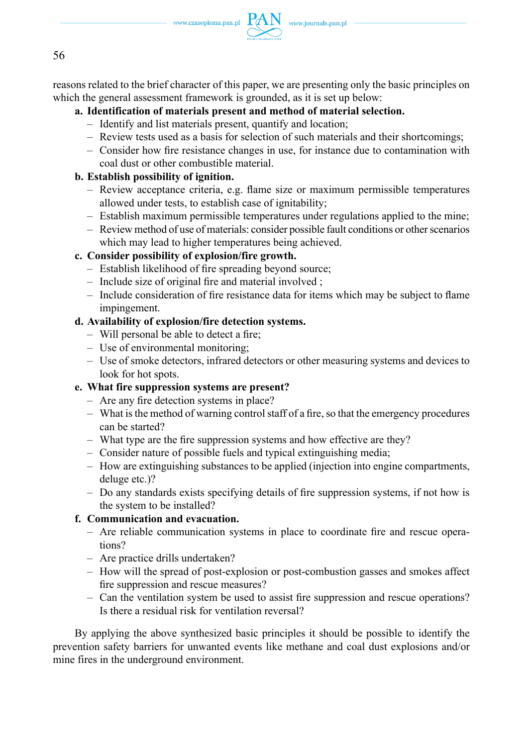reasons related to the brief character of this paper, we are presenting only the basic principles on which the general assessment framework is grounded, as it is set up below:

**a. Identification of materials present and method of material selection.**

- Identify and list materials present, quantify and location;
- Review tests used as a basis for selection of such materials and their shortcomings;
- Consider how fire resistance changes in use, for instance due to contamination with coal dust or other combustible material.

**b. Establish possibility of ignition.**

- Review acceptance criteria, e.g. flame size or maximum permissible temperatures allowed under tests, to establish case of ignitability;
- Establish maximum permissible temperatures under regulations applied to the mine;
- Review method of use of materials: consider possible fault conditions or other scenarios which may lead to higher temperatures being achieved.

**c. Consider possibility of explosion/fire growth.**

- Establish likelihood of fire spreading beyond source;
- Include size of original fire and material involved ;
- Include consideration of fire resistance data for items which may be subject to flame impingement.

**d. Availability of explosion/fire detection systems.**

- Will personal be able to detect a fire;
- Use of environmental monitoring;
- Use of smoke detectors, infrared detectors or other measuring systems and devices to look for hot spots.

**e. What fire suppression systems are present?**

- Are any fire detection systems in place?
- What is the method of warning control staff of a fire, so that the emergency procedures can be started?
- What type are the fire suppression systems and how effective are they?
- Consider nature of possible fuels and typical extinguishing media;
- How are extinguishing substances to be applied (injection into engine compartments, deluge etc.)?
- Do any standards exists specifying details of fire suppression systems, if not how is the system to be installed?

**f. Communication and evacuation.**

- Are reliable communication systems in place to coordinate fire and rescue operations?
- Are practice drills undertaken?
- How will the spread of post-explosion or post-combustion gasses and smokes affect fire suppression and rescue measures?
- Can the ventilation system be used to assist fire suppression and rescue operations? Is there a residual risk for ventilation reversal?

By applying the above synthesized basic principles it should be possible to identify the prevention safety barriers for unwanted events like methane and coal dust explosions and/or mine fires in the underground environment.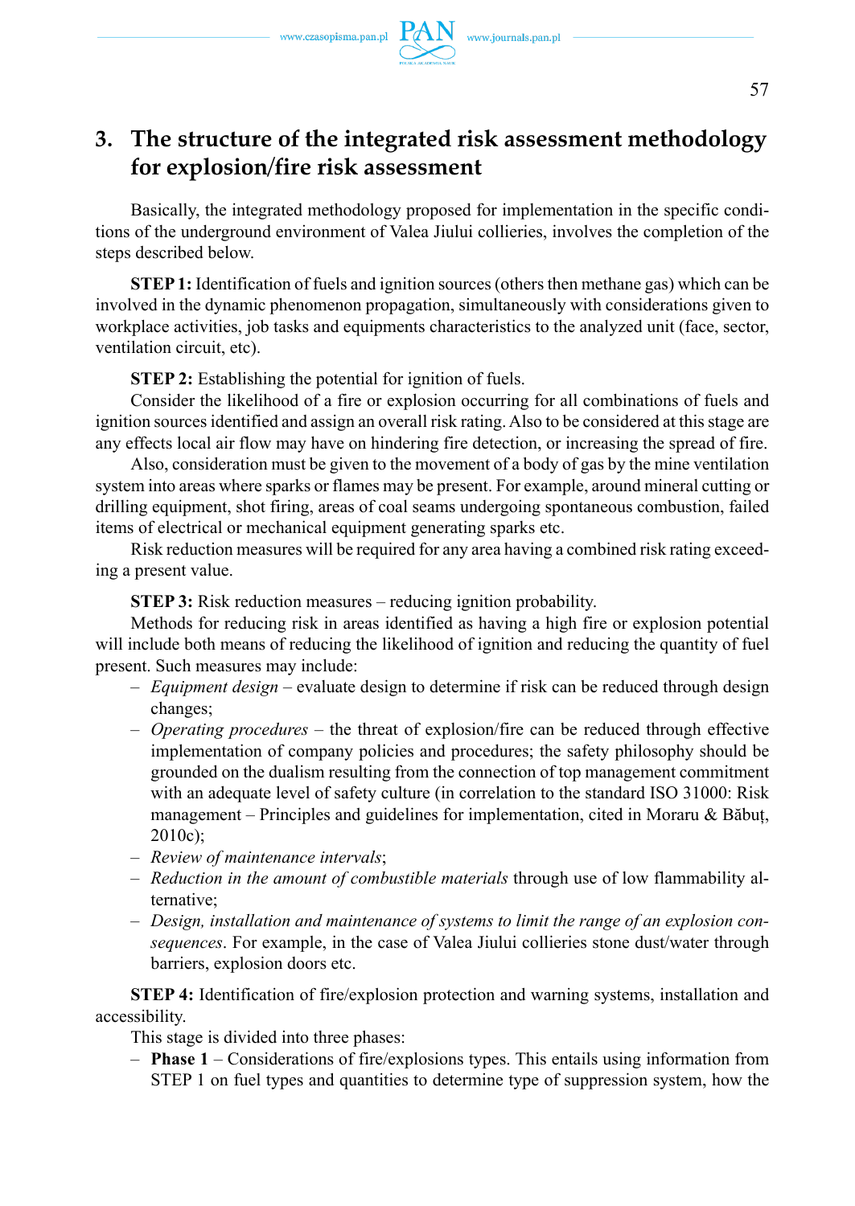## 3. The structure of the integrated risk assessment methodology for explosion/fire risk assessment

Basically, the integrated methodology proposed for implementation in the specific conditions of the underground environment of Valea Jiului collieries, involves the completion of the steps described below.

**STEP 1:** Identification of fuels and ignition sources (others then methane gas) which can be involved in the dynamic phenomenon propagation, simultaneously with considerations given to workplace activities, job tasks and equipments characteristics to the analyzed unit (face, sector, ventilation circuit, etc).

**STEP 2:** Establishing the potential for ignition of fuels.

Consider the likelihood of a fire or explosion occurring for all combinations of fuels and ignition sources identified and assign an overall risk rating. Also to be considered at this stage are any effects local air flow may have on hindering fire detection, or increasing the spread of fire.

Also, consideration must be given to the movement of a body of gas by the mine ventilation system into areas where sparks or flames may be present. For example, around mineral cutting or drilling equipment, shot firing, areas of coal seams undergoing spontaneous combustion, failed items of electrical or mechanical equipment generating sparks etc.

Risk reduction measures will be required for any area having a combined risk rating exceeding a present value.

**STEP 3:** Risk reduction measures – reducing ignition probability.

Methods for reducing risk in areas identified as having a high fire or explosion potential will include both means of reducing the likelihood of ignition and reducing the quantity of fuel present. Such measures may include:

- *Equipment design* – evaluate design to determine if risk can be reduced through design changes;
- *Operating procedures* – the threat of explosion/fire can be reduced through effective implementation of company policies and procedures; the safety philosophy should be grounded on the dualism resulting from the connection of top management commitment with an adequate level of safety culture (in correlation to the standard ISO 31000: Risk management – Principles and guidelines for implementation, cited in Moraru & Băbuț, 2010c);
- *Review of maintenance intervals*;
- *Reduction in the amount of combustible materials* through use of low flammability alternative;
- *Design, installation and maintenance of systems to limit the range of an explosion consequences*. For example, in the case of Valea Jiului collieries stone dust/water through barriers, explosion doors etc.

**STEP 4:** Identification of fire/explosion protection and warning systems, installation and accessibility.

This stage is divided into three phases:

- **Phase 1** – Considerations of fire/explosions types. This entails using information from STEP 1 on fuel types and quantities to determine type of suppression system, how the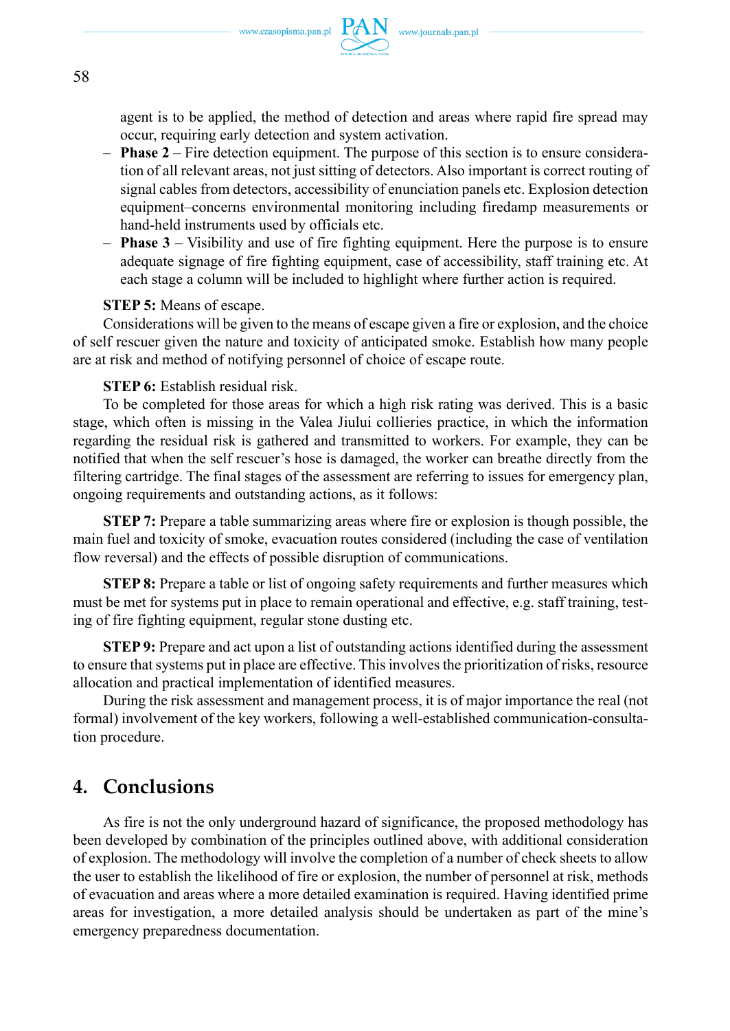agent is to be applied, the method of detection and areas where rapid fire spread may occur, requiring early detection and system activation.

- **Phase 2** – Fire detection equipment. The purpose of this section is to ensure consideration of all relevant areas, not just sitting of detectors. Also important is correct routing of signal cables from detectors, accessibility of enunciation panels etc. Explosion detection equipment–concerns environmental monitoring including firedamp measurements or hand-held instruments used by officials etc.
- **Phase 3** – Visibility and use of fire fighting equipment. Here the purpose is to ensure adequate signage of fire fighting equipment, case of accessibility, staff training etc. At each stage a column will be included to highlight where further action is required.

**STEP 5:** Means of escape.

Considerations will be given to the means of escape given a fire or explosion, and the choice of self rescuer given the nature and toxicity of anticipated smoke. Establish how many people are at risk and method of notifying personnel of choice of escape route.

**STEP 6:** Establish residual risk.

To be completed for those areas for which a high risk rating was derived. This is a basic stage, which often is missing in the Valea Jiului collieries practice, in which the information regarding the residual risk is gathered and transmitted to workers. For example, they can be notified that when the self rescuer's hose is damaged, the worker can breathe directly from the filtering cartridge. The final stages of the assessment are referring to issues for emergency plan, ongoing requirements and outstanding actions, as it follows:

**STEP 7:** Prepare a table summarizing areas where fire or explosion is though possible, the main fuel and toxicity of smoke, evacuation routes considered (including the case of ventilation flow reversal) and the effects of possible disruption of communications.

**STEP 8:** Prepare a table or list of ongoing safety requirements and further measures which must be met for systems put in place to remain operational and effective, e.g. staff training, testing of fire fighting equipment, regular stone dusting etc.

**STEP 9:** Prepare and act upon a list of outstanding actions identified during the assessment to ensure that systems put in place are effective. This involves the prioritization of risks, resource allocation and practical implementation of identified measures.

During the risk assessment and management process, it is of major importance the real (not formal) involvement of the key workers, following a well-established communication-consultation procedure.

## 4. Conclusions

As fire is not the only underground hazard of significance, the proposed methodology has been developed by combination of the principles outlined above, with additional consideration of explosion. The methodology will involve the completion of a number of check sheets to allow the user to establish the likelihood of fire or explosion, the number of personnel at risk, methods of evacuation and areas where a more detailed examination is required. Having identified prime areas for investigation, a more detailed analysis should be undertaken as part of the mine's emergency preparedness documentation.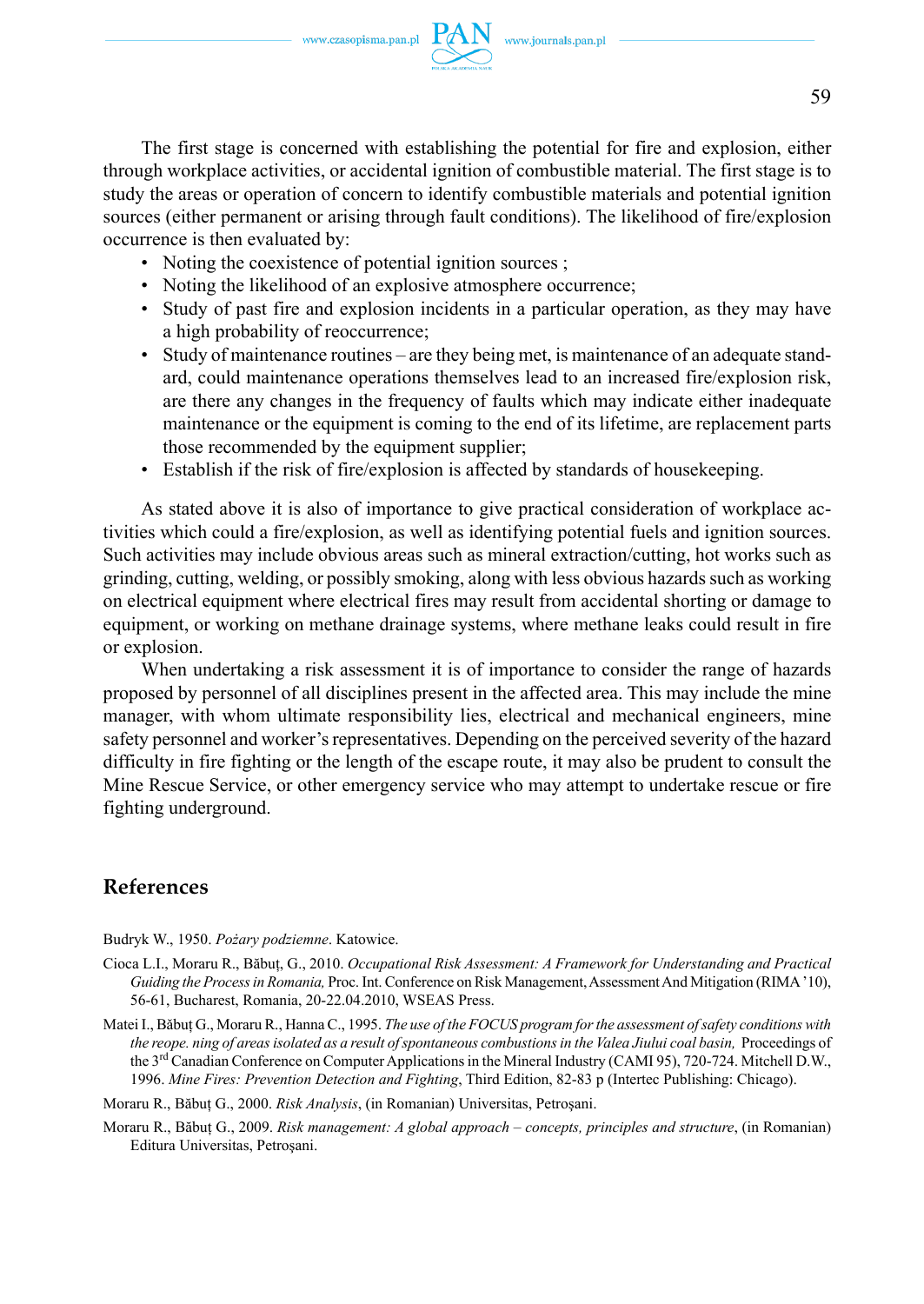The first stage is concerned with establishing the potential for fire and explosion, either through workplace activities, or accidental ignition of combustible material. The first stage is to study the areas or operation of concern to identify combustible materials and potential ignition sources (either permanent or arising through fault conditions). The likelihood of fire/explosion occurrence is then evaluated by:

- Noting the coexistence of potential ignition sources ;
- Noting the likelihood of an explosive atmosphere occurrence;
- Study of past fire and explosion incidents in a particular operation, as they may have a high probability of reoccurrence;
- Study of maintenance routines – are they being met, is maintenance of an adequate standard, could maintenance operations themselves lead to an increased fire/explosion risk, are there any changes in the frequency of faults which may indicate either inadequate maintenance or the equipment is coming to the end of its lifetime, are replacement parts those recommended by the equipment supplier;
- Establish if the risk of fire/explosion is affected by standards of housekeeping.

As stated above it is also of importance to give practical consideration of workplace activities which could a fire/explosion, as well as identifying potential fuels and ignition sources. Such activities may include obvious areas such as mineral extraction/cutting, hot works such as grinding, cutting, welding, or possibly smoking, along with less obvious hazards such as working on electrical equipment where electrical fires may result from accidental shorting or damage to equipment, or working on methane drainage systems, where methane leaks could result in fire or explosion.

When undertaking a risk assessment it is of importance to consider the range of hazards proposed by personnel of all disciplines present in the affected area. This may include the mine manager, with whom ultimate responsibility lies, electrical and mechanical engineers, mine safety personnel and worker's representatives. Depending on the perceived severity of the hazard difficulty in fire fighting or the length of the escape route, it may also be prudent to consult the Mine Rescue Service, or other emergency service who may attempt to undertake rescue or fire fighting underground.

## References

Budryk W., 1950. *Pożary podziemne*. Katowice.

Cioca L.I., Moraru R., Băbuț, G., 2010. *Occupational Risk Assessment: A Framework for Understanding and Practical Guiding the Process in Romania,* Proc. Int. Conference on Risk Management, Assessment And Mitigation (RIMA '10), 56-61, Bucharest, Romania, 20-22.04.2010, WSEAS Press.

Matei I., Băbuț G., Moraru R., Hanna C., 1995. *The use of the FOCUS program for the assessment of safety conditions with the reope. ning of areas isolated as a result of spontaneous combustions in the Valea Jiului coal basin,* Proceedings of the 3rd Canadian Conference on Computer Applications in the Mineral Industry (CAMI 95), 720-724. Mitchell D.W., 1996. *Mine Fires: Prevention Detection and Fighting*, Third Edition, 82-83 p (Intertec Publishing: Chicago).

Moraru R., Băbuț G., 2000. *Risk Analysis*, (in Romanian) Universitas, Petroșani.

Moraru R., Băbuț G., 2009. *Risk management: A global approach – concepts, principles and structure*, (in Romanian) Editura Universitas, Petroșani.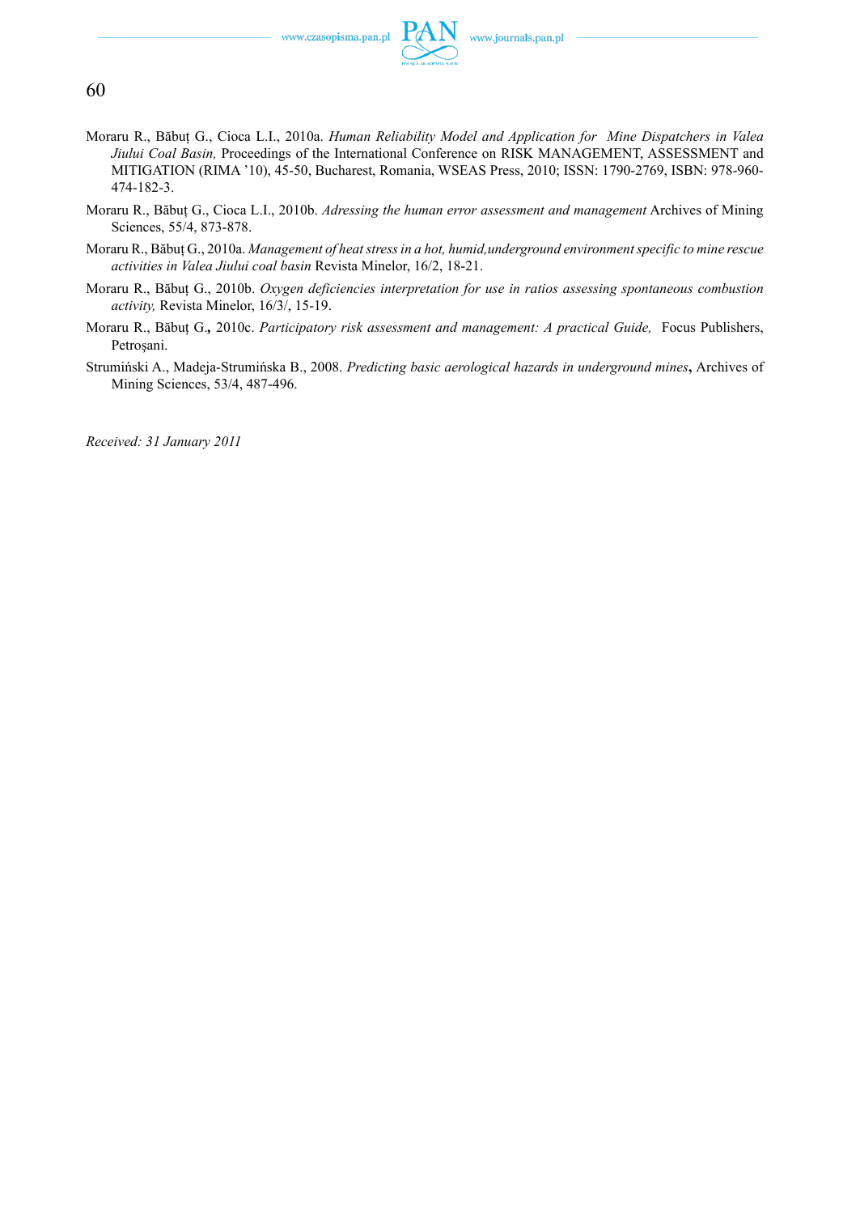Moraru R., Băbuț G., Cioca L.I., 2010a. *Human Reliability Model and Application for Mine Dispatchers in Valea Jiului Coal Basin,* Proceedings of the International Conference on RISK MANAGEMENT, ASSESSMENT and MITIGATION (RIMA '10), 45-50, Bucharest, Romania, WSEAS Press, 2010; ISSN: 1790-2769, ISBN: 978-960-474-182-3.

Moraru R., Băbuț G., Cioca L.I., 2010b. *Adressing the human error assessment and management* Archives of Mining Sciences, 55/4, 873-878.

Moraru R., Băbuț G., 2010a. *Management of heat stress in a hot, humid,underground environment specific to mine rescue activities in Valea Jiului coal basin* Revista Minelor, 16/2, 18-21.

Moraru R., Băbuț G., 2010b. *Oxygen deficiencies interpretation for use in ratios assessing spontaneous combustion activity,* Revista Minelor, 16/3/, 15-19.

Moraru R., Băbuț G.**,** 2010c. *Participatory risk assessment and management: A practical Guide,* Focus Publishers, Petroșani.

Strumiński A., Madeja-Strumińska B., 2008. *Predicting basic aerological hazards in underground mines***,** Archives of Mining Sciences, 53/4, 487-496.

*Received: 31 January 2011*